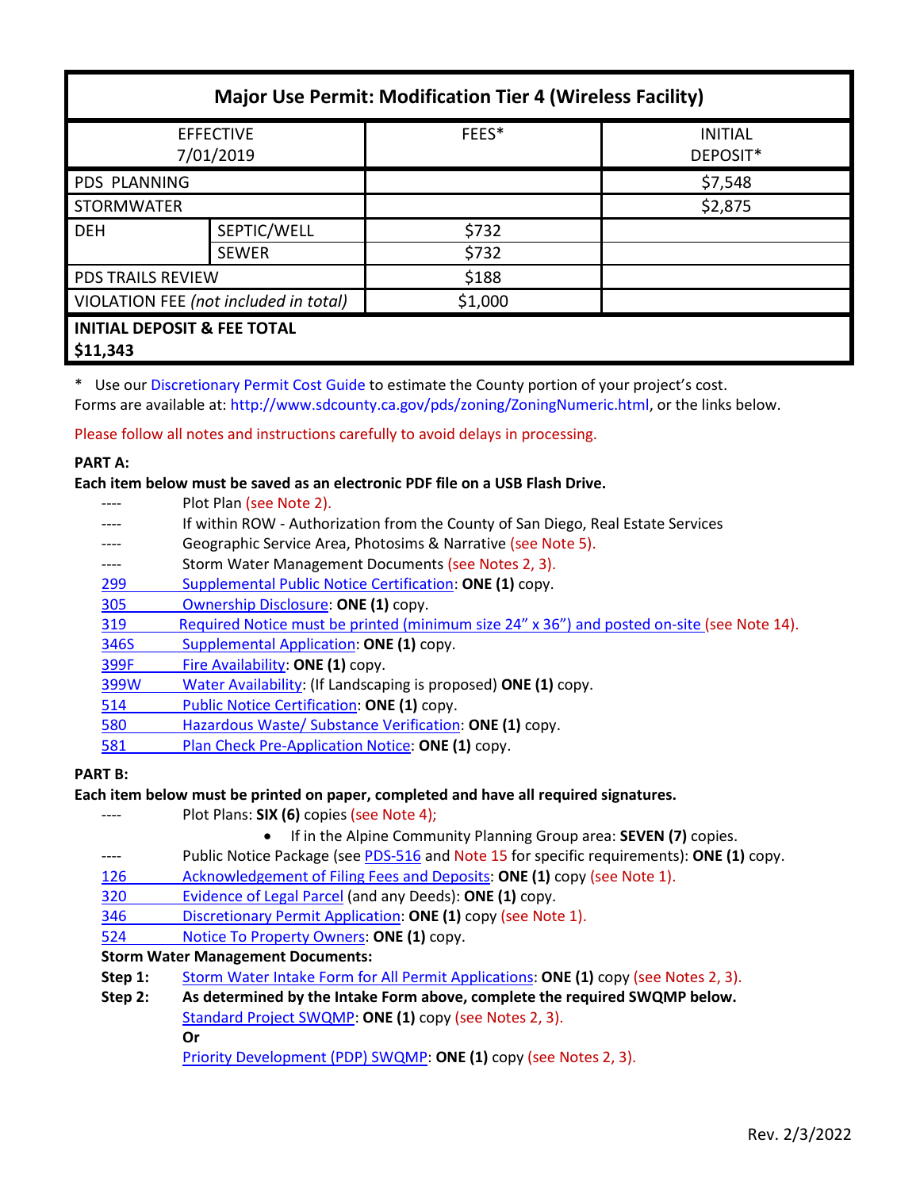# Major Use Permit: Modification Tier 4 (Wireless Facility)

| EFFECTIVE 7/01/2019 | | FEES* | INITIAL DEPOSIT* |
|---|---|---|---|
| PDS PLANNING | | | $7,548 |
| STORMWATER | | | $2,875 |
| DEH | SEPTIC/WELL | $732 | |
| | SEWER | $732 | |
| PDS TRAILS REVIEW | | $188 | |
| VIOLATION FEE *(not included in total)* | | $1,000 | |
| **INITIAL DEPOSIT & FEE TOTAL $11,343** | | | |

\* Use our Discretionary Permit Cost Guide to estimate the County portion of your project's cost.
Forms are available at: http://www.sdcounty.ca.gov/pds/zoning/ZoningNumeric.html, or the links below.

Please follow all notes and instructions carefully to avoid delays in processing.

**PART A:**

**Each item below must be saved as an electronic PDF file on a USB Flash Drive.**

- ---- Plot Plan (see Note 2).
- ---- If within ROW - Authorization from the County of San Diego, Real Estate Services
- ---- Geographic Service Area, Photosims & Narrative (see Note 5).
- ---- Storm Water Management Documents (see Notes 2, 3).
- 299 Supplemental Public Notice Certification: **ONE (1)** copy.
- 305 Ownership Disclosure: **ONE (1)** copy.
- 319 Required Notice must be printed (minimum size 24" x 36") and posted on-site (see Note 14).
- 346S Supplemental Application: **ONE (1)** copy.
- 399F Fire Availability: **ONE (1)** copy.
- 399W Water Availability: (If Landscaping is proposed) **ONE (1)** copy.
- 514 Public Notice Certification: **ONE (1)** copy.
- 580 Hazardous Waste/ Substance Verification: **ONE (1)** copy.
- 581 Plan Check Pre-Application Notice: **ONE (1)** copy.

**PART B:**

**Each item below must be printed on paper, completed and have all required signatures.**

- ---- Plot Plans: **SIX (6)** copies (see Note 4);
  - If in the Alpine Community Planning Group area: **SEVEN (7)** copies.
- ---- Public Notice Package (see PDS-516 and Note 15 for specific requirements): **ONE (1)** copy.
- 126 Acknowledgement of Filing Fees and Deposits: **ONE (1)** copy (see Note 1).
- 320 Evidence of Legal Parcel (and any Deeds): **ONE (1)** copy.
- 346 Discretionary Permit Application: **ONE (1)** copy (see Note 1).
- 524 Notice To Property Owners: **ONE (1)** copy.

**Storm Water Management Documents:**

**Step 1:** Storm Water Intake Form for All Permit Applications: **ONE (1)** copy (see Notes 2, 3).

**Step 2:** **As determined by the Intake Form above, complete the required SWQMP below.**

Standard Project SWQMP: **ONE (1)** copy (see Notes 2, 3).

**Or**

Priority Development (PDP) SWQMP: **ONE (1)** copy (see Notes 2, 3).

Rev. 2/3/2022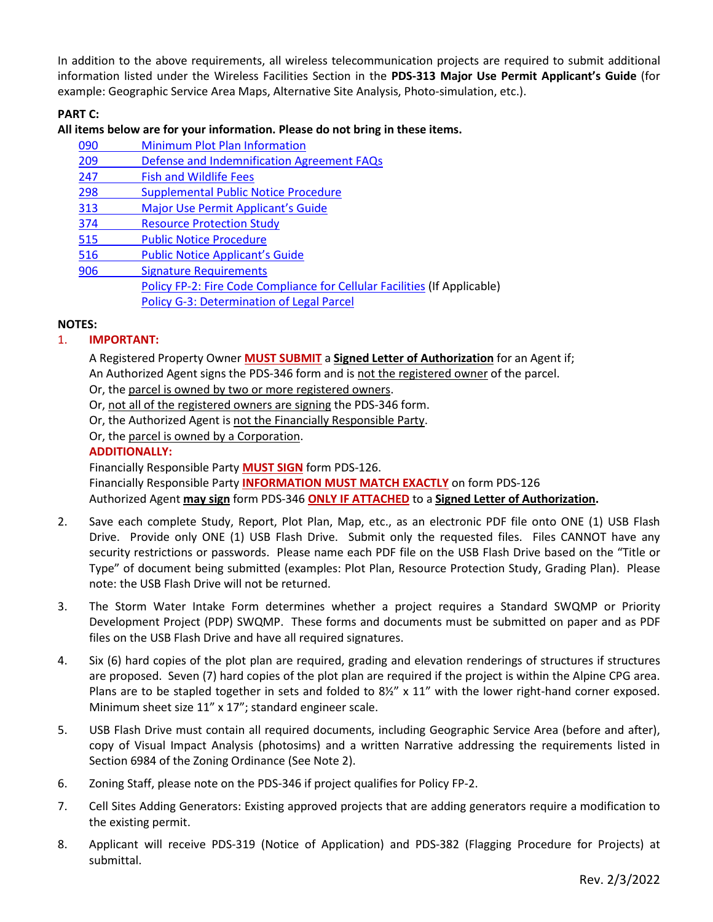In addition to the above requirements, all wireless telecommunication projects are required to submit additional information listed under the Wireless Facilities Section in the **PDS-313 Major Use Permit Applicant's Guide** (for example: Geographic Service Area Maps, Alternative Site Analysis, Photo-simulation, etc.).

**PART C:**

**All items below are for your information. Please do not bring in these items.**

- 090 Minimum Plot Plan Information
- 209 Defense and Indemnification Agreement FAQs
- 247 Fish and Wildlife Fees
- 298 Supplemental Public Notice Procedure
- 313 Major Use Permit Applicant's Guide
- 374 Resource Protection Study
- 515 Public Notice Procedure
- 516 Public Notice Applicant's Guide
- 906 Signature Requirements
- Policy FP-2: Fire Code Compliance for Cellular Facilities (If Applicable)
- Policy G-3: Determination of Legal Parcel

**NOTES:**

1. **IMPORTANT:**

   A Registered Property Owner **MUST SUBMIT** a **Signed Letter of Authorization** for an Agent if;
   An Authorized Agent signs the PDS-346 form and is not the registered owner of the parcel.
   Or, the parcel is owned by two or more registered owners.
   Or, not all of the registered owners are signing the PDS-346 form.
   Or, the Authorized Agent is not the Financially Responsible Party.
   Or, the parcel is owned by a Corporation.

   **ADDITIONALLY:**

   Financially Responsible Party **MUST SIGN** form PDS-126.
   Financially Responsible Party **INFORMATION MUST MATCH EXACTLY** on form PDS-126
   Authorized Agent **may sign** form PDS-346 **ONLY IF ATTACHED** to a **Signed Letter of Authorization.**

2. Save each complete Study, Report, Plot Plan, Map, etc., as an electronic PDF file onto ONE (1) USB Flash Drive. Provide only ONE (1) USB Flash Drive. Submit only the requested files. Files CANNOT have any security restrictions or passwords. Please name each PDF file on the USB Flash Drive based on the "Title or Type" of document being submitted (examples: Plot Plan, Resource Protection Study, Grading Plan). Please note: the USB Flash Drive will not be returned.

3. The Storm Water Intake Form determines whether a project requires a Standard SWQMP or Priority Development Project (PDP) SWQMP. These forms and documents must be submitted on paper and as PDF files on the USB Flash Drive and have all required signatures.

4. Six (6) hard copies of the plot plan are required, grading and elevation renderings of structures if structures are proposed. Seven (7) hard copies of the plot plan are required if the project is within the Alpine CPG area. Plans are to be stapled together in sets and folded to 8½" x 11" with the lower right-hand corner exposed. Minimum sheet size 11" x 17"; standard engineer scale.

5. USB Flash Drive must contain all required documents, including Geographic Service Area (before and after), copy of Visual Impact Analysis (photosims) and a written Narrative addressing the requirements listed in Section 6984 of the Zoning Ordinance (See Note 2).

6. Zoning Staff, please note on the PDS-346 if project qualifies for Policy FP-2.

7. Cell Sites Adding Generators: Existing approved projects that are adding generators require a modification to the existing permit.

8. Applicant will receive PDS-319 (Notice of Application) and PDS-382 (Flagging Procedure for Projects) at submittal.

Rev. 2/3/2022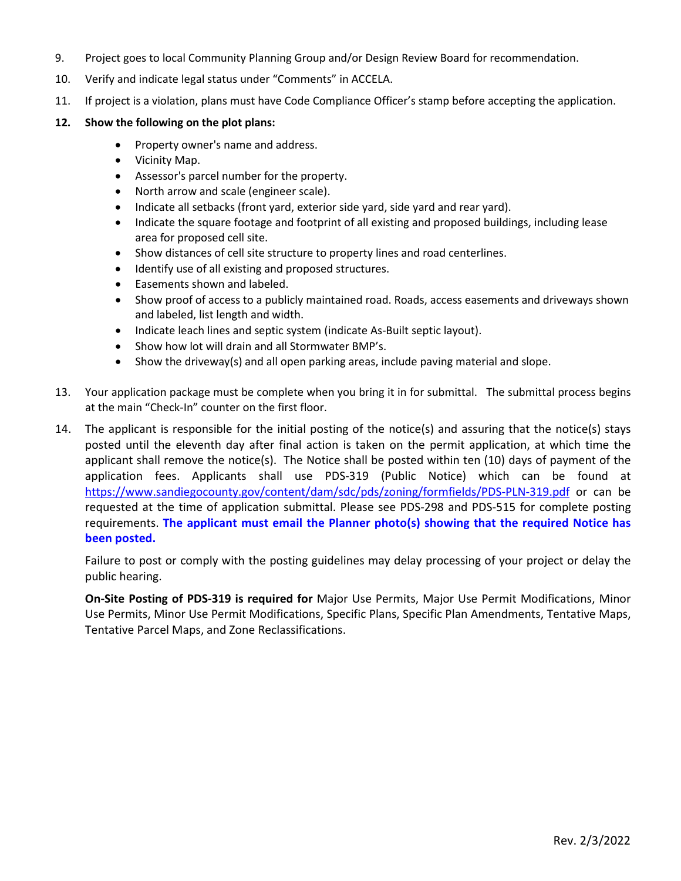9. Project goes to local Community Planning Group and/or Design Review Board for recommendation.
10. Verify and indicate legal status under "Comments" in ACCELA.
11. If project is a violation, plans must have Code Compliance Officer's stamp before accepting the application.
12. **Show the following on the plot plans:**
    - Property owner's name and address.
    - Vicinity Map.
    - Assessor's parcel number for the property.
    - North arrow and scale (engineer scale).
    - Indicate all setbacks (front yard, exterior side yard, side yard and rear yard).
    - Indicate the square footage and footprint of all existing and proposed buildings, including lease area for proposed cell site.
    - Show distances of cell site structure to property lines and road centerlines.
    - Identify use of all existing and proposed structures.
    - Easements shown and labeled.
    - Show proof of access to a publicly maintained road. Roads, access easements and driveways shown and labeled, list length and width.
    - Indicate leach lines and septic system (indicate As-Built septic layout).
    - Show how lot will drain and all Stormwater BMP's.
    - Show the driveway(s) and all open parking areas, include paving material and slope.
13. Your application package must be complete when you bring it in for submittal. The submittal process begins at the main "Check-In" counter on the first floor.
14. The applicant is responsible for the initial posting of the notice(s) and assuring that the notice(s) stays posted until the eleventh day after final action is taken on the permit application, at which time the applicant shall remove the notice(s). The Notice shall be posted within ten (10) days of payment of the application fees. Applicants shall use PDS-319 (Public Notice) which can be found at https://www.sandiegocounty.gov/content/dam/sdc/pds/zoning/formfields/PDS-PLN-319.pdf or can be requested at the time of application submittal. Please see PDS-298 and PDS-515 for complete posting requirements. **The applicant must email the Planner photo(s) showing that the required Notice has been posted.**

    Failure to post or comply with the posting guidelines may delay processing of your project or delay the public hearing.

    **On-Site Posting of PDS-319 is required for** Major Use Permits, Major Use Permit Modifications, Minor Use Permits, Minor Use Permit Modifications, Specific Plans, Specific Plan Amendments, Tentative Maps, Tentative Parcel Maps, and Zone Reclassifications.

Rev. 2/3/2022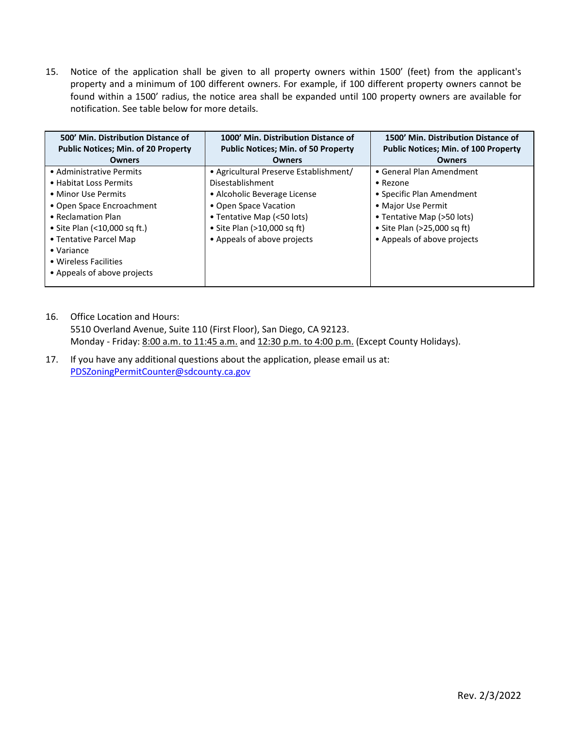15. Notice of the application shall be given to all property owners within 1500' (feet) from the applicant's property and a minimum of 100 different owners. For example, if 100 different property owners cannot be found within a 1500' radius, the notice area shall be expanded until 100 property owners are available for notification. See table below for more details.

| 500' Min. Distribution Distance of Public Notices; Min. of 20 Property Owners | 1000' Min. Distribution Distance of Public Notices; Min. of 50 Property Owners | 1500' Min. Distribution Distance of Public Notices; Min. of 100 Property Owners |
|---|---|---|
| • Administrative Permits<br>• Habitat Loss Permits<br>• Minor Use Permits<br>• Open Space Encroachment<br>• Reclamation Plan<br>• Site Plan (<10,000 sq ft.)<br>• Tentative Parcel Map<br>• Variance<br>• Wireless Facilities<br>• Appeals of above projects | • Agricultural Preserve Establishment/ Disestablishment<br>• Alcoholic Beverage License<br>• Open Space Vacation<br>• Tentative Map (<50 lots)<br>• Site Plan (>10,000 sq ft)<br>• Appeals of above projects | • General Plan Amendment<br>• Rezone<br>• Specific Plan Amendment<br>• Major Use Permit<br>• Tentative Map (>50 lots)<br>• Site Plan (>25,000 sq ft)<br>• Appeals of above projects |

16. Office Location and Hours:
    5510 Overland Avenue, Suite 110 (First Floor), San Diego, CA 92123.
    Monday - Friday: 8:00 a.m. to 11:45 a.m. and 12:30 p.m. to 4:00 p.m. (Except County Holidays).

17. If you have any additional questions about the application, please email us at:
    PDSZoningPermitCounter@sdcounty.ca.gov

Rev. 2/3/2022